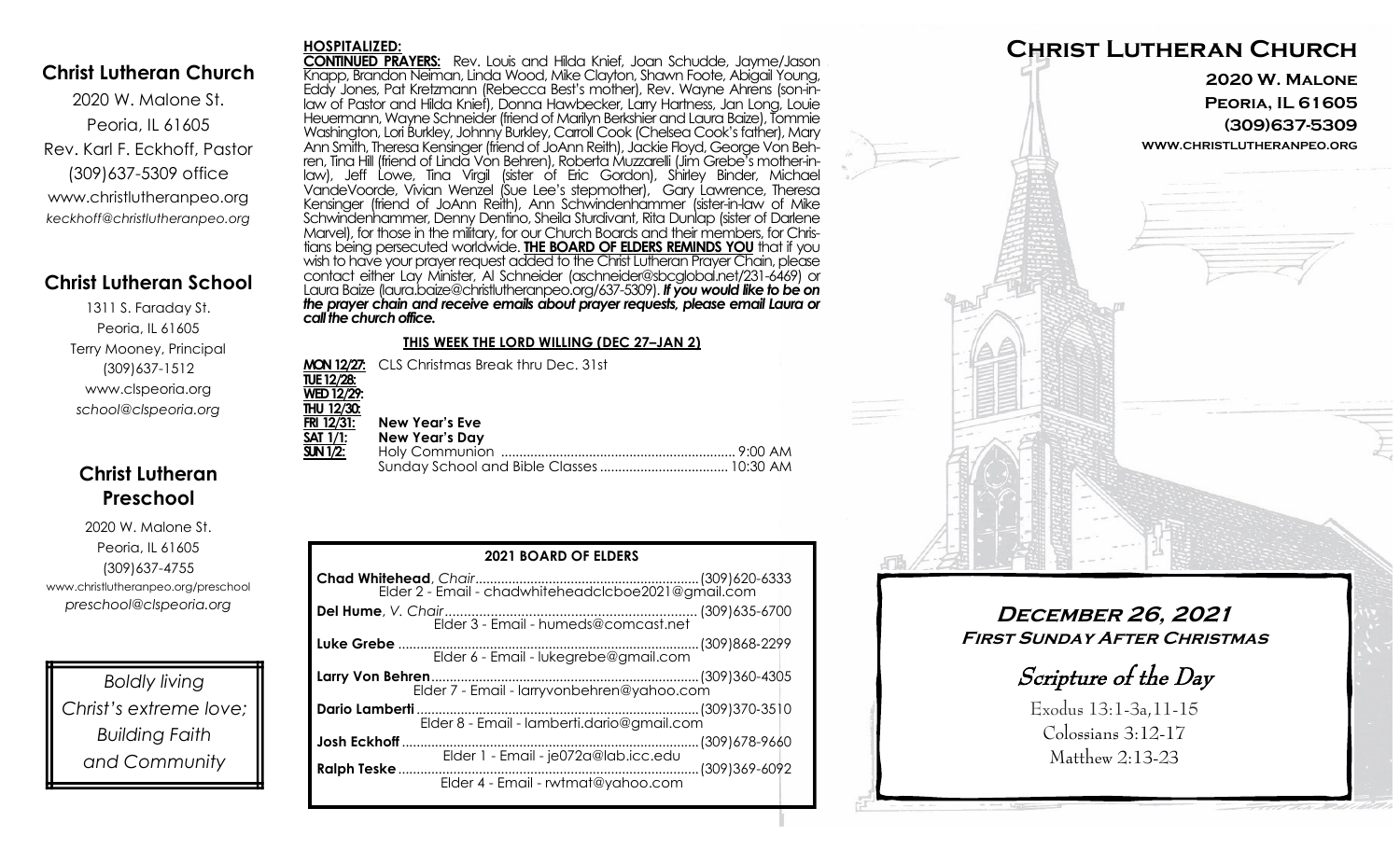## Christ Lutheran Church

2020 W. Malone St.
Peoria, IL 61605
Rev. Karl F. Eckhoff, Pastor
(309)637-5309 office
www.christlutheranpeo.org
*keckhoff@christlutheranpeo.org*

## Christ Lutheran School

1311 S. Faraday St.
Peoria, IL 61605
Terry Mooney, Principal
(309)637-1512
www.clspeoria.org
*school@clspeoria.org*

## Christ Lutheran Preschool

2020 W. Malone St.
Peoria, IL 61605
(309)637-4755
www.christlutheranpeo.org/preschool
*preschool@clspeoria.org*

*Boldly living Christ's extreme love; Building Faith and Community*

**HOSPITALIZED:**

**CONTINUED PRAYERS:** Rev. Louis and Hilda Knief, Joan Schudde, Jayme/Jason Knapp, Brandon Neiman, Linda Wood, Mike Clayton, Shawn Foote, Abigail Young, Eddy Jones, Pat Kretzmann (Rebecca Best's mother), Rev. Wayne Ahrens (son-in-law of Pastor and Hilda Knief), Donna Hawbecker, Larry Hartness, Jan Long, Louie Heuermann, Wayne Schneider (friend of Marilyn Berkshier and Laura Baize), Tommie Washington, Lori Burkley, Johnny Burkley, Carroll Cook (Chelsea Cook's father), Mary Ann Smith, Theresa Kensinger (friend of JoAnn Reith), Jackie Floyd, George Von Behren, Tina Hill (friend of Linda Von Behren), Roberta Muzzarelli (Jim Grebe's mother-in-law), Jeff Lowe, Tina Virgil (sister of Eric Gordon), Shirley Binder, Michael VandeVoorde, Vivian Wenzel (Sue Lee's stepmother), Gary Lawrence, Theresa Kensinger (friend of JoAnn Reith), Ann Schwindenhammer (sister-in-law of Mike Schwindenhammer, Denny Dentino, Sheila Sturdivant, Rita Dunlap (sister of Darlene Marvel), for those in the military, for our Church Boards and their members, for Christians being persecuted worldwide. **THE BOARD OF ELDERS REMINDS YOU** that if you wish to have your prayer request added to the Christ Lutheran Prayer Chain, please contact either Lay Minister, Al Schneider (aschneider@sbcglobal.net/231-6469) or Laura Baize (laura.baize@christlutheranpeo.org/637-5309). ***If you would like to be on the prayer chain and receive emails about prayer requests, please email Laura or call the church office.***

### THIS WEEK THE LORD WILLING (DEC 27–JAN 2)

| | | |
|---|---|---|
| **MON 12/27:** | CLS Christmas Break thru Dec. 31st | |
| **TUE 12/28:** | | |
| **WED 12/29:** | | |
| **THU 12/30:** | | |
| **FRI 12/31:** | **New Year's Eve** | |
| **SAT 1/1:** | **New Year's Day** | |
| **SUN 1/2:** | Holy Communion | 9:00 AM |
| | Sunday School and Bible Classes | 10:30 AM |

### 2021 BOARD OF ELDERS

| Name | Phone |
|---|---|
| **Chad Whitehead**, *Chair* — Elder 2 - Email - chadwhiteheadclcboe2021@gmail.com | (309)620-6333 |
| **Del Hume**, *V. Chair* — Elder 3 - Email - humeds@comcast.net | (309)635-6700 |
| **Luke Grebe** — Elder 6 - Email - lukegrebe@gmail.com | (309)868-2299 |
| **Larry Von Behren** — Elder 7 - Email - larryvonbehren@yahoo.com | (309)360-4305 |
| **Dario Lamberti** — Elder 8 - Email - lamberti.dario@gmail.com | (309)370-3510 |
| **Josh Eckhoff** — Elder 1 - Email - je072a@lab.icc.edu | (309)678-9660 |
| **Ralph Teske** — Elder 4 - Email - rwtmat@yahoo.com | (309)369-6092 |

# Christ Lutheran Church

**2020 W. Malone**
**Peoria, IL 61605**
**(309)637-5309**
**www.christlutheranpeo.org**

## December 26, 2021
### First Sunday After Christmas

## *Scripture of the Day*

Exodus 13:1-3a,11-15
Colossians 3:12-17
Matthew 2:13-23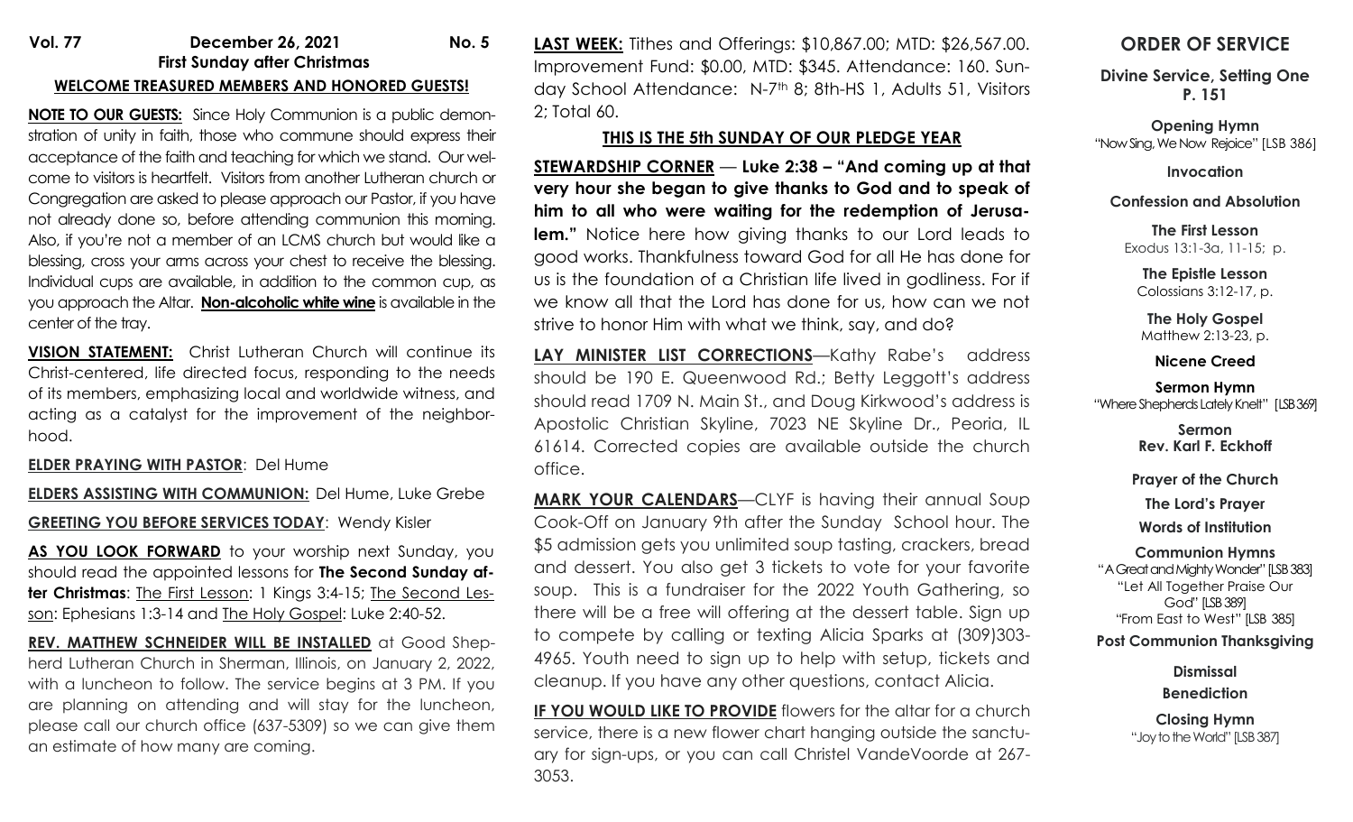**Vol. 77** **December 26, 2021** **No. 5**

**First Sunday after Christmas**

**WELCOME TREASURED MEMBERS AND HONORED GUESTS!**

**NOTE TO OUR GUESTS:** Since Holy Communion is a public demonstration of unity in faith, those who commune should express their acceptance of the faith and teaching for which we stand. Our welcome to visitors is heartfelt. Visitors from another Lutheran church or Congregation are asked to please approach our Pastor, if you have not already done so, before attending communion this morning. Also, if you're not a member of an LCMS church but would like a blessing, cross your arms across your chest to receive the blessing. Individual cups are available, in addition to the common cup, as you approach the Altar. **Non-alcoholic white wine** is available in the center of the tray.

**VISION STATEMENT:** Christ Lutheran Church will continue its Christ-centered, life directed focus, responding to the needs of its members, emphasizing local and worldwide witness, and acting as a catalyst for the improvement of the neighborhood.

**ELDER PRAYING WITH PASTOR**: Del Hume

**ELDERS ASSISTING WITH COMMUNION:** Del Hume, Luke Grebe

**GREETING YOU BEFORE SERVICES TODAY**: Wendy Kisler

**AS YOU LOOK FORWARD** to your worship next Sunday, you should read the appointed lessons for **The Second Sunday after Christmas**: The First Lesson: 1 Kings 3:4-15; The Second Lesson: Ephesians 1:3-14 and The Holy Gospel: Luke 2:40-52.

**REV. MATTHEW SCHNEIDER WILL BE INSTALLED** at Good Shepherd Lutheran Church in Sherman, Illinois, on January 2, 2022, with a luncheon to follow. The service begins at 3 PM. If you are planning on attending and will stay for the luncheon, please call our church office (637-5309) so we can give them an estimate of how many are coming.

**LAST WEEK:** Tithes and Offerings: $10,867.00; MTD: $26,567.00. Improvement Fund: $0.00, MTD: $345. Attendance: 160. Sunday School Attendance: N-7th 8; 8th-HS 1, Adults 51, Visitors 2; Total 60.

**THIS IS THE 5th SUNDAY OF OUR PLEDGE YEAR**

**STEWARDSHIP CORNER** — **Luke 2:38 – "And coming up at that very hour she began to give thanks to God and to speak of him to all who were waiting for the redemption of Jerusalem."** Notice here how giving thanks to our Lord leads to good works. Thankfulness toward God for all He has done for us is the foundation of a Christian life lived in godliness. For if we know all that the Lord has done for us, how can we not strive to honor Him with what we think, say, and do?

**LAY MINISTER LIST CORRECTIONS**—Kathy Rabe's address should be 190 E. Queenwood Rd.; Betty Leggott's address should read 1709 N. Main St., and Doug Kirkwood's address is Apostolic Christian Skyline, 7023 NE Skyline Dr., Peoria, IL 61614. Corrected copies are available outside the church office.

**MARK YOUR CALENDARS**—CLYF is having their annual Soup Cook-Off on January 9th after the Sunday School hour. The $5 admission gets you unlimited soup tasting, crackers, bread and dessert. You also get 3 tickets to vote for your favorite soup. This is a fundraiser for the 2022 Youth Gathering, so there will be a free will offering at the dessert table. Sign up to compete by calling or texting Alicia Sparks at (309)303-4965. Youth need to sign up to help with setup, tickets and cleanup. If you have any other questions, contact Alicia.

**IF YOU WOULD LIKE TO PROVIDE** flowers for the altar for a church service, there is a new flower chart hanging outside the sanctuary for sign-ups, or you can call Christel VandeVoorde at 267-3053.

## ORDER OF SERVICE

**Divine Service, Setting One P. 151**

**Opening Hymn**
"Now Sing, We Now Rejoice" [LSB 386]

**Invocation**

**Confession and Absolution**

**The First Lesson**
Exodus 13:1-3a, 11-15; p.

**The Epistle Lesson**
Colossians 3:12-17, p.

**The Holy Gospel**
Matthew 2:13-23, p.

**Nicene Creed**

**Sermon Hymn**
"Where Shepherds Lately Knelt" [LSB 369]

**Sermon**
**Rev. Karl F. Eckhoff**

**Prayer of the Church**

**The Lord's Prayer**

**Words of Institution**

**Communion Hymns**
"A Great and Mighty Wonder" [LSB 383]
"Let All Together Praise Our God" [LSB 389]
"From East to West" [LSB 385]

**Post Communion Thanksgiving**

**Dismissal**

**Benediction**

**Closing Hymn**
"Joy to the World" [LSB 387]